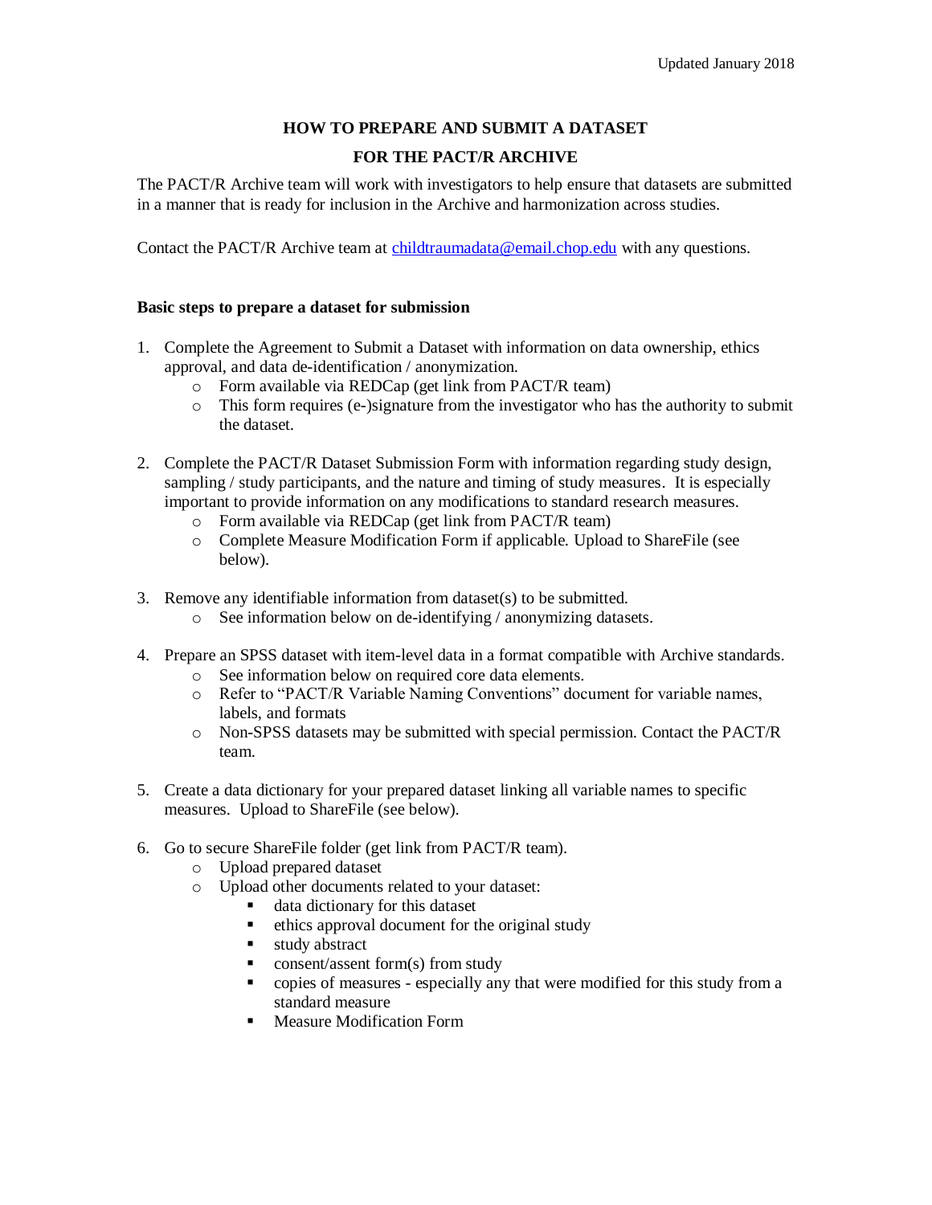Updated January 2018

# HOW TO PREPARE AND SUBMIT A DATASET FOR THE PACT/R ARCHIVE

The PACT/R Archive team will work with investigators to help ensure that datasets are submitted in a manner that is ready for inclusion in the Archive and harmonization across studies.

Contact the PACT/R Archive team at [childtraumadata@email.chop.edu](mailto:childtraumadata@email.chop.edu) with any questions.

**Basic steps to prepare a dataset for submission**

1. Complete the Agreement to Submit a Dataset with information on data ownership, ethics approval, and data de-identification / anonymization.
   - Form available via REDCap (get link from PACT/R team)
   - This form requires (e-)signature from the investigator who has the authority to submit the dataset.

2. Complete the PACT/R Dataset Submission Form with information regarding study design, sampling / study participants, and the nature and timing of study measures. It is especially important to provide information on any modifications to standard research measures.
   - Form available via REDCap (get link from PACT/R team)
   - Complete Measure Modification Form if applicable. Upload to ShareFile (see below).

3. Remove any identifiable information from dataset(s) to be submitted.
   - See information below on de-identifying / anonymizing datasets.

4. Prepare an SPSS dataset with item-level data in a format compatible with Archive standards.
   - See information below on required core data elements.
   - Refer to "PACT/R Variable Naming Conventions" document for variable names, labels, and formats
   - Non-SPSS datasets may be submitted with special permission. Contact the PACT/R team.

5. Create a data dictionary for your prepared dataset linking all variable names to specific measures. Upload to ShareFile (see below).

6. Go to secure ShareFile folder (get link from PACT/R team).
   - Upload prepared dataset
   - Upload other documents related to your dataset:
     - data dictionary for this dataset
     - ethics approval document for the original study
     - study abstract
     - consent/assent form(s) from study
     - copies of measures - especially any that were modified for this study from a standard measure
     - Measure Modification Form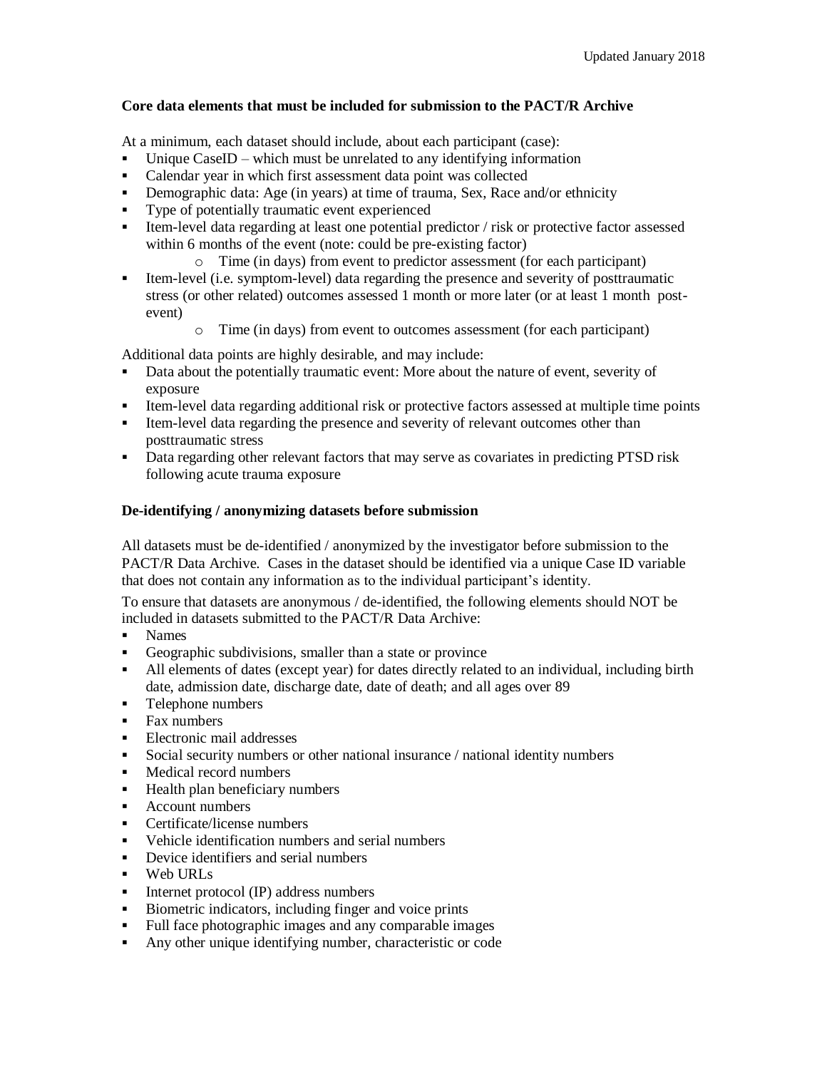**Core data elements that must be included for submission to the PACT/R Archive**

At a minimum, each dataset should include, about each participant (case):

- Unique CaseID – which must be unrelated to any identifying information
- Calendar year in which first assessment data point was collected
- Demographic data: Age (in years) at time of trauma, Sex, Race and/or ethnicity
- Type of potentially traumatic event experienced
- Item-level data regarding at least one potential predictor / risk or protective factor assessed within 6 months of the event (note: could be pre-existing factor)
  - Time (in days) from event to predictor assessment (for each participant)
- Item-level (i.e. symptom-level) data regarding the presence and severity of posttraumatic stress (or other related) outcomes assessed 1 month or more later (or at least 1 month post-event)
  - Time (in days) from event to outcomes assessment (for each participant)

Additional data points are highly desirable, and may include:

- Data about the potentially traumatic event: More about the nature of event, severity of exposure
- Item-level data regarding additional risk or protective factors assessed at multiple time points
- Item-level data regarding the presence and severity of relevant outcomes other than posttraumatic stress
- Data regarding other relevant factors that may serve as covariates in predicting PTSD risk following acute trauma exposure

**De-identifying / anonymizing datasets before submission**

All datasets must be de-identified / anonymized by the investigator before submission to the PACT/R Data Archive. Cases in the dataset should be identified via a unique Case ID variable that does not contain any information as to the individual participant's identity.

To ensure that datasets are anonymous / de-identified, the following elements should NOT be included in datasets submitted to the PACT/R Data Archive:

- Names
- Geographic subdivisions, smaller than a state or province
- All elements of dates (except year) for dates directly related to an individual, including birth date, admission date, discharge date, date of death; and all ages over 89
- Telephone numbers
- Fax numbers
- Electronic mail addresses
- Social security numbers or other national insurance / national identity numbers
- Medical record numbers
- Health plan beneficiary numbers
- Account numbers
- Certificate/license numbers
- Vehicle identification numbers and serial numbers
- Device identifiers and serial numbers
- Web URLs
- Internet protocol (IP) address numbers
- Biometric indicators, including finger and voice prints
- Full face photographic images and any comparable images
- Any other unique identifying number, characteristic or code